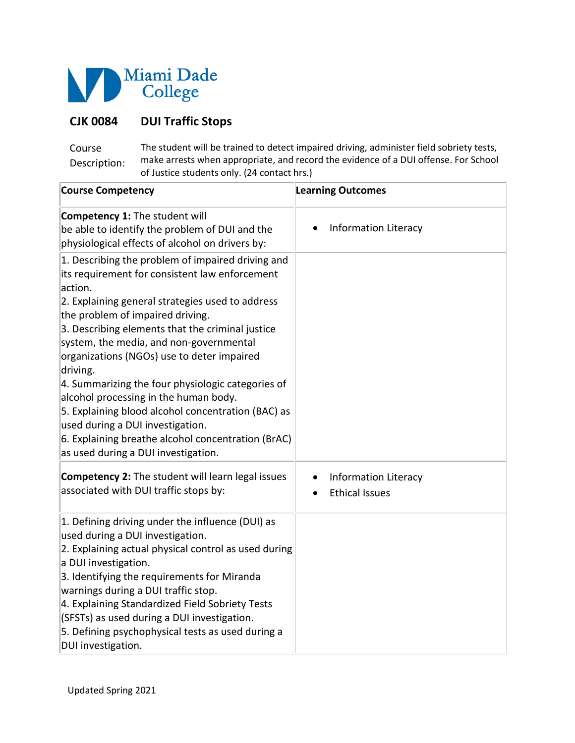Miami Dade College

# CJK 0084 DUI Traffic Stops

**Course Description:** The student will be trained to detect impaired driving, administer field sobriety tests, make arrests when appropriate, and record the evidence of a DUI offense. For School of Justice students only. (24 contact hrs.)

| Course Competency | Learning Outcomes |
|---|---|
| **Competency 1:** The student will be able to identify the problem of DUI and the physiological effects of alcohol on drivers by: | • Information Literacy |
| 1. Describing the problem of impaired driving and its requirement for consistent law enforcement action.<br>2. Explaining general strategies used to address the problem of impaired driving.<br>3. Describing elements that the criminal justice system, the media, and non-governmental organizations (NGOs) use to deter impaired driving.<br>4. Summarizing the four physiologic categories of alcohol processing in the human body.<br>5. Explaining blood alcohol concentration (BAC) as used during a DUI investigation.<br>6. Explaining breathe alcohol concentration (BrAC) as used during a DUI investigation. | |
| **Competency 2:** The student will learn legal issues associated with DUI traffic stops by: | • Information Literacy<br>• Ethical Issues |
| 1. Defining driving under the influence (DUI) as used during a DUI investigation.<br>2. Explaining actual physical control as used during a DUI investigation.<br>3. Identifying the requirements for Miranda warnings during a DUI traffic stop.<br>4. Explaining Standardized Field Sobriety Tests (SFSTs) as used during a DUI investigation.<br>5. Defining psychophysical tests as used during a DUI investigation. | |

Updated Spring 2021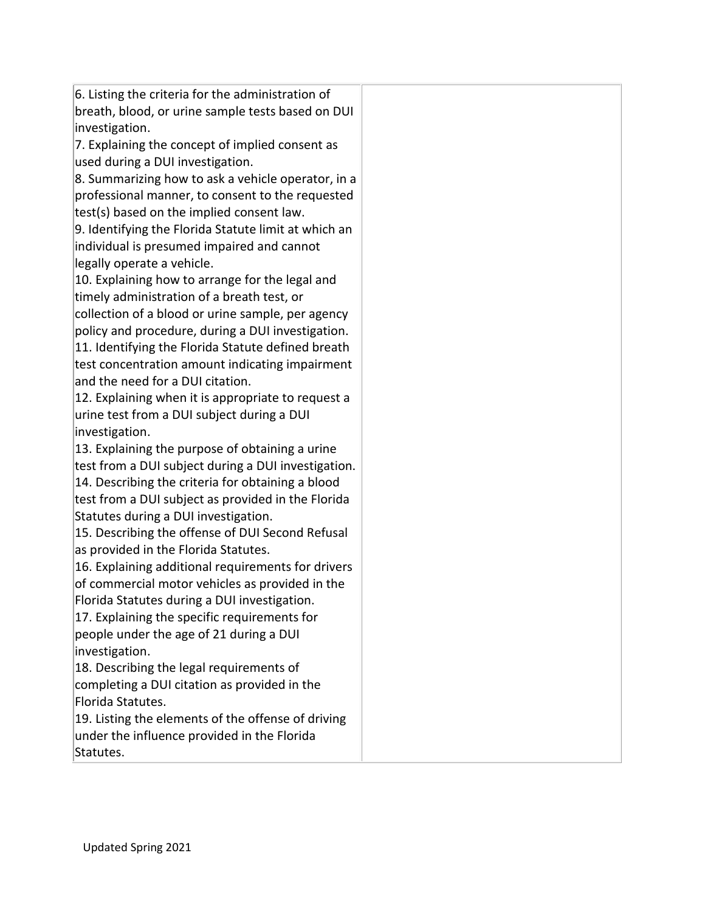| | |
|---|---|
| 6. Listing the criteria for the administration of breath, blood, or urine sample tests based on DUI investigation.<br>7. Explaining the concept of implied consent as used during a DUI investigation.<br>8. Summarizing how to ask a vehicle operator, in a professional manner, to consent to the requested test(s) based on the implied consent law.<br>9. Identifying the Florida Statute limit at which an individual is presumed impaired and cannot legally operate a vehicle.<br>10. Explaining how to arrange for the legal and timely administration of a breath test, or collection of a blood or urine sample, per agency policy and procedure, during a DUI investigation.<br>11. Identifying the Florida Statute defined breath test concentration amount indicating impairment and the need for a DUI citation.<br>12. Explaining when it is appropriate to request a urine test from a DUI subject during a DUI investigation.<br>13. Explaining the purpose of obtaining a urine test from a DUI subject during a DUI investigation.<br>14. Describing the criteria for obtaining a blood test from a DUI subject as provided in the Florida Statutes during a DUI investigation.<br>15. Describing the offense of DUI Second Refusal as provided in the Florida Statutes.<br>16. Explaining additional requirements for drivers of commercial motor vehicles as provided in the Florida Statutes during a DUI investigation.<br>17. Explaining the specific requirements for people under the age of 21 during a DUI investigation.<br>18. Describing the legal requirements of completing a DUI citation as provided in the Florida Statutes.<br>19. Listing the elements of the offense of driving under the influence provided in the Florida Statutes. | |

Updated Spring 2021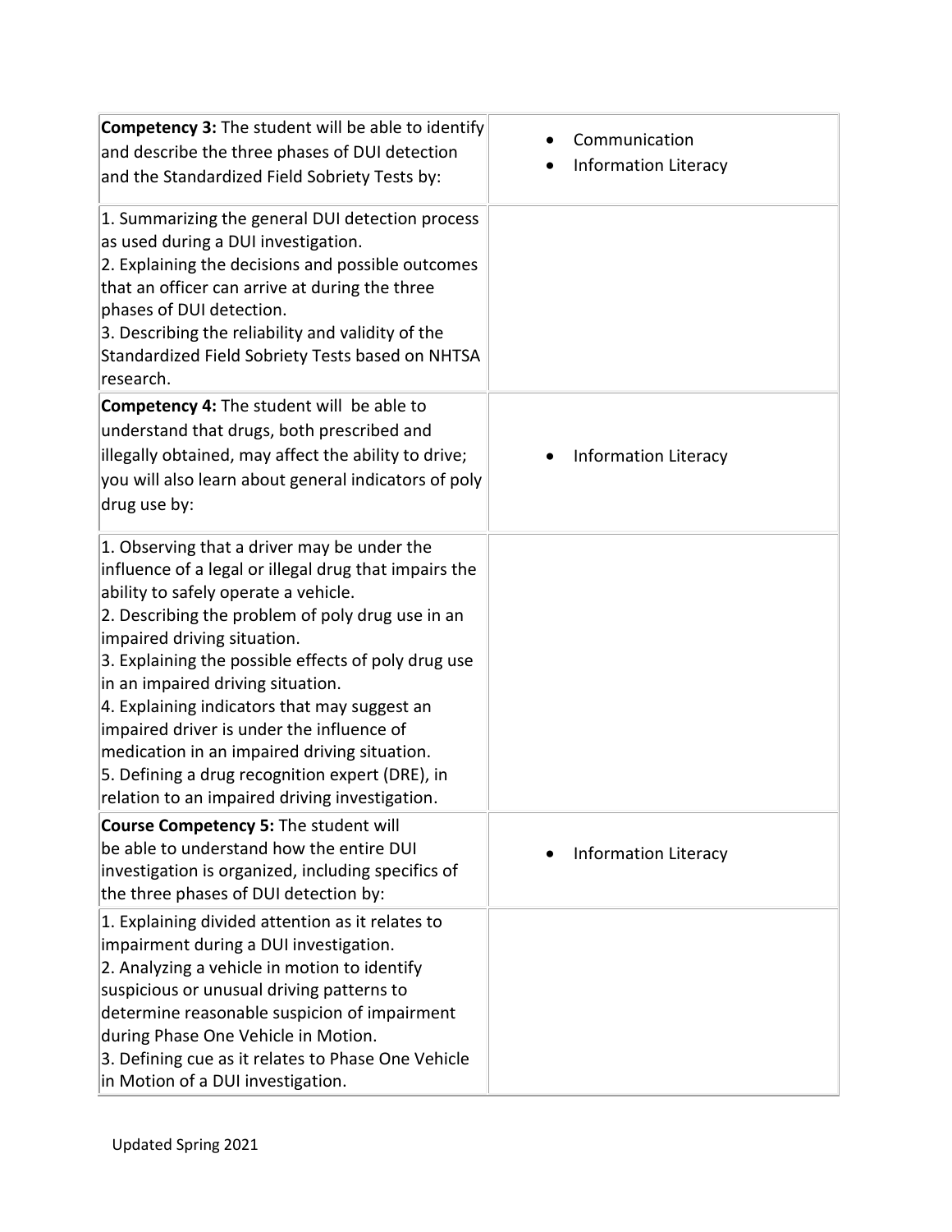| | |
|---|---|
| **Competency 3:** The student will be able to identify and describe the three phases of DUI detection and the Standardized Field Sobriety Tests by: | • Communication<br>• Information Literacy |
| 1. Summarizing the general DUI detection process as used during a DUI investigation.<br>2. Explaining the decisions and possible outcomes that an officer can arrive at during the three phases of DUI detection.<br>3. Describing the reliability and validity of the Standardized Field Sobriety Tests based on NHTSA research. | |
| **Competency 4:** The student will be able to understand that drugs, both prescribed and illegally obtained, may affect the ability to drive; you will also learn about general indicators of poly drug use by: | • Information Literacy |
| 1. Observing that a driver may be under the influence of a legal or illegal drug that impairs the ability to safely operate a vehicle.<br>2. Describing the problem of poly drug use in an impaired driving situation.<br>3. Explaining the possible effects of poly drug use in an impaired driving situation.<br>4. Explaining indicators that may suggest an impaired driver is under the influence of medication in an impaired driving situation.<br>5. Defining a drug recognition expert (DRE), in relation to an impaired driving investigation. | |
| **Course Competency 5:** The student will be able to understand how the entire DUI investigation is organized, including specifics of the three phases of DUI detection by: | • Information Literacy |
| 1. Explaining divided attention as it relates to impairment during a DUI investigation.<br>2. Analyzing a vehicle in motion to identify suspicious or unusual driving patterns to determine reasonable suspicion of impairment during Phase One Vehicle in Motion.<br>3. Defining cue as it relates to Phase One Vehicle in Motion of a DUI investigation. | |

Updated Spring 2021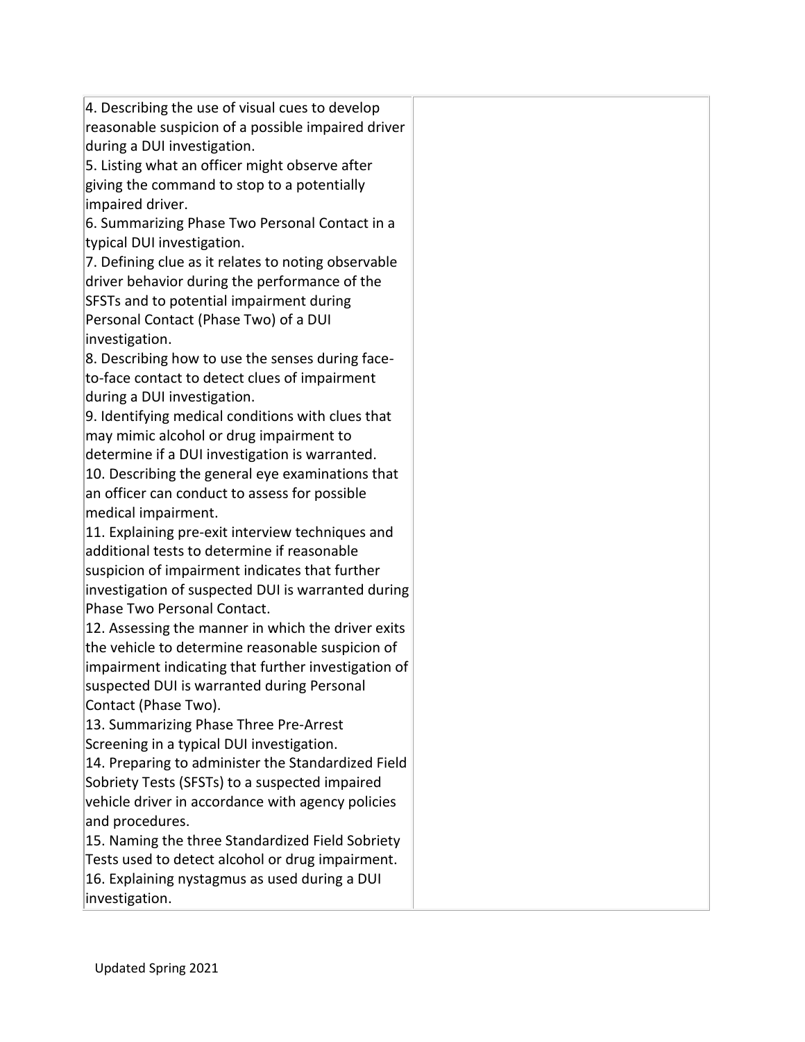| | |
|---|---|
| 4. Describing the use of visual cues to develop reasonable suspicion of a possible impaired driver during a DUI investigation.<br>5. Listing what an officer might observe after giving the command to stop to a potentially impaired driver.<br>6. Summarizing Phase Two Personal Contact in a typical DUI investigation.<br>7. Defining clue as it relates to noting observable driver behavior during the performance of the SFSTs and to potential impairment during Personal Contact (Phase Two) of a DUI investigation.<br>8. Describing how to use the senses during face-to-face contact to detect clues of impairment during a DUI investigation.<br>9. Identifying medical conditions with clues that may mimic alcohol or drug impairment to determine if a DUI investigation is warranted.<br>10. Describing the general eye examinations that an officer can conduct to assess for possible medical impairment.<br>11. Explaining pre-exit interview techniques and additional tests to determine if reasonable suspicion of impairment indicates that further investigation of suspected DUI is warranted during Phase Two Personal Contact.<br>12. Assessing the manner in which the driver exits the vehicle to determine reasonable suspicion of impairment indicating that further investigation of suspected DUI is warranted during Personal Contact (Phase Two).<br>13. Summarizing Phase Three Pre-Arrest Screening in a typical DUI investigation.<br>14. Preparing to administer the Standardized Field Sobriety Tests (SFSTs) to a suspected impaired vehicle driver in accordance with agency policies and procedures.<br>15. Naming the three Standardized Field Sobriety Tests used to detect alcohol or drug impairment.<br>16. Explaining nystagmus as used during a DUI investigation. | |

Updated Spring 2021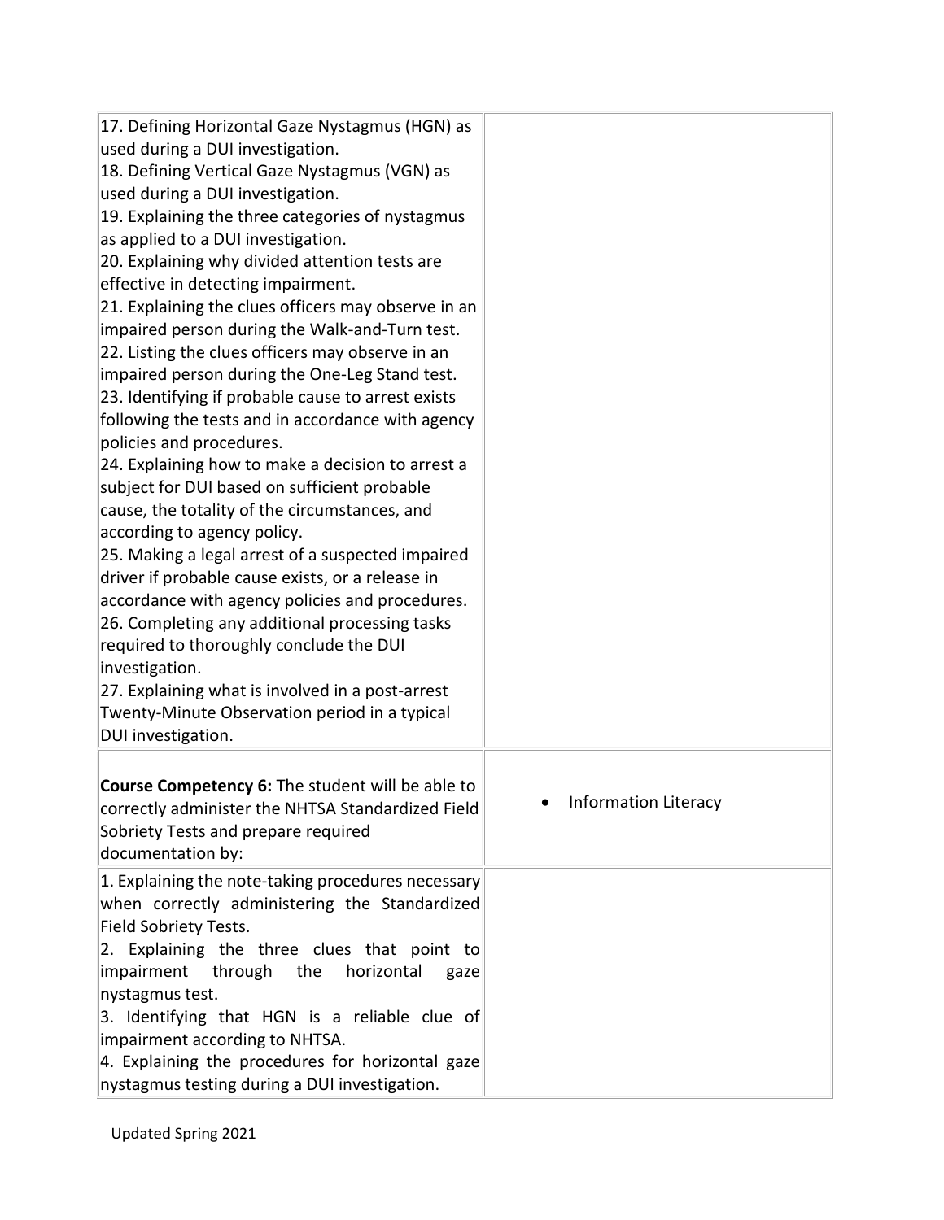| | |
|---|---|
| 17. Defining Horizontal Gaze Nystagmus (HGN) as used during a DUI investigation.<br>18. Defining Vertical Gaze Nystagmus (VGN) as used during a DUI investigation.<br>19. Explaining the three categories of nystagmus as applied to a DUI investigation.<br>20. Explaining why divided attention tests are effective in detecting impairment.<br>21. Explaining the clues officers may observe in an impaired person during the Walk-and-Turn test.<br>22. Listing the clues officers may observe in an impaired person during the One-Leg Stand test.<br>23. Identifying if probable cause to arrest exists following the tests and in accordance with agency policies and procedures.<br>24. Explaining how to make a decision to arrest a subject for DUI based on sufficient probable cause, the totality of the circumstances, and according to agency policy.<br>25. Making a legal arrest of a suspected impaired driver if probable cause exists, or a release in accordance with agency policies and procedures.<br>26. Completing any additional processing tasks required to thoroughly conclude the DUI investigation.<br>27. Explaining what is involved in a post-arrest Twenty-Minute Observation period in a typical DUI investigation. | |
| **Course Competency 6:** The student will be able to correctly administer the NHTSA Standardized Field Sobriety Tests and prepare required documentation by: | • Information Literacy |
| 1. Explaining the note-taking procedures necessary when correctly administering the Standardized Field Sobriety Tests.<br>2. Explaining the three clues that point to impairment through the horizontal gaze nystagmus test.<br>3. Identifying that HGN is a reliable clue of impairment according to NHTSA.<br>4. Explaining the procedures for horizontal gaze nystagmus testing during a DUI investigation. | |

Updated Spring 2021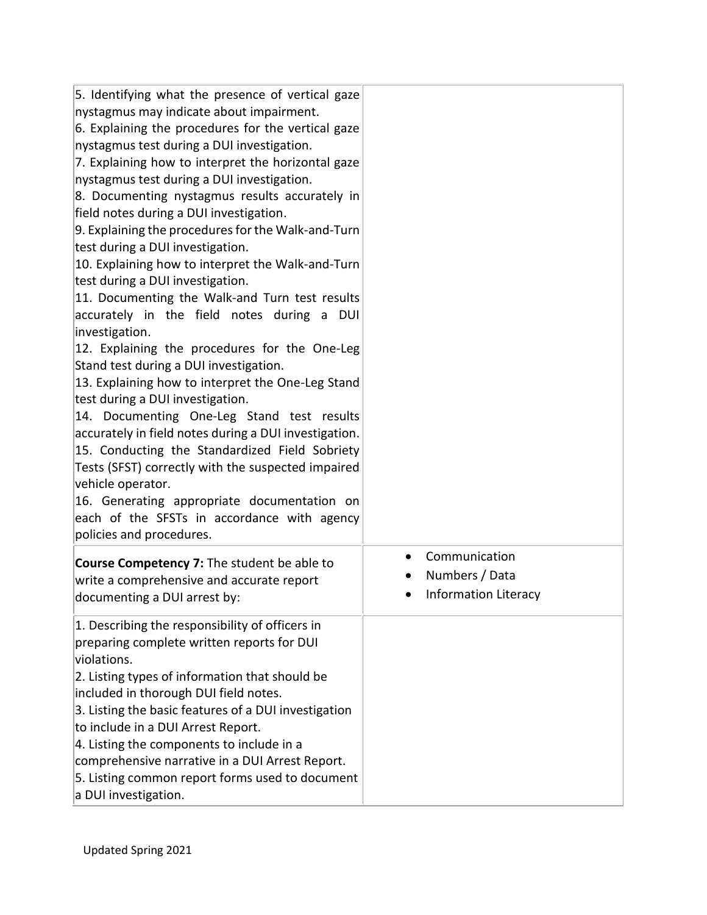| | |
|---|---|
| 5. Identifying what the presence of vertical gaze nystagmus may indicate about impairment.<br>6. Explaining the procedures for the vertical gaze nystagmus test during a DUI investigation.<br>7. Explaining how to interpret the horizontal gaze nystagmus test during a DUI investigation.<br>8. Documenting nystagmus results accurately in field notes during a DUI investigation.<br>9. Explaining the procedures for the Walk-and-Turn test during a DUI investigation.<br>10. Explaining how to interpret the Walk-and-Turn test during a DUI investigation.<br>11. Documenting the Walk-and Turn test results accurately in the field notes during a DUI investigation.<br>12. Explaining the procedures for the One-Leg Stand test during a DUI investigation.<br>13. Explaining how to interpret the One-Leg Stand test during a DUI investigation.<br>14. Documenting One-Leg Stand test results accurately in field notes during a DUI investigation.<br>15. Conducting the Standardized Field Sobriety Tests (SFST) correctly with the suspected impaired vehicle operator.<br>16. Generating appropriate documentation on each of the SFSTs in accordance with agency policies and procedures. | |
| **Course Competency 7:** The student be able to write a comprehensive and accurate report documenting a DUI arrest by: | • Communication<br>• Numbers / Data<br>• Information Literacy |
| 1. Describing the responsibility of officers in preparing complete written reports for DUI violations.<br>2. Listing types of information that should be included in thorough DUI field notes.<br>3. Listing the basic features of a DUI investigation to include in a DUI Arrest Report.<br>4. Listing the components to include in a comprehensive narrative in a DUI Arrest Report.<br>5. Listing common report forms used to document a DUI investigation. | |

Updated Spring 2021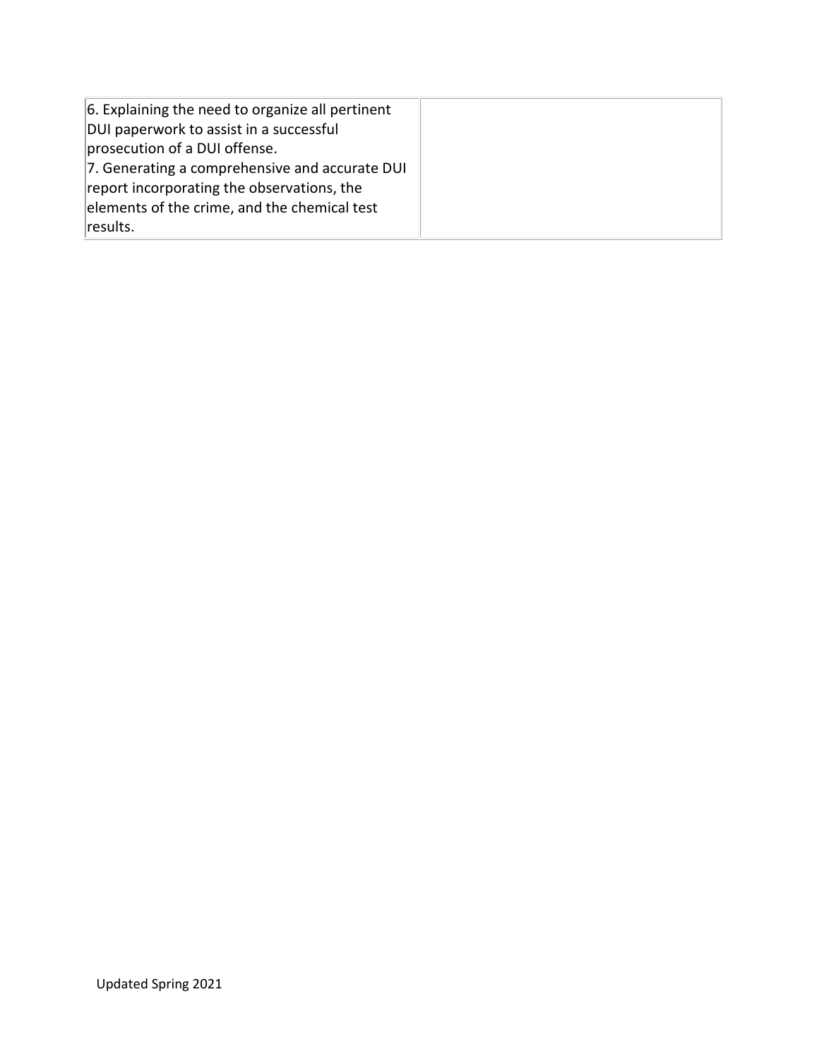| | |
|---|---|
| 6. Explaining the need to organize all pertinent DUI paperwork to assist in a successful prosecution of a DUI offense.<br>7. Generating a comprehensive and accurate DUI report incorporating the observations, the elements of the crime, and the chemical test results. | |

Updated Spring 2021